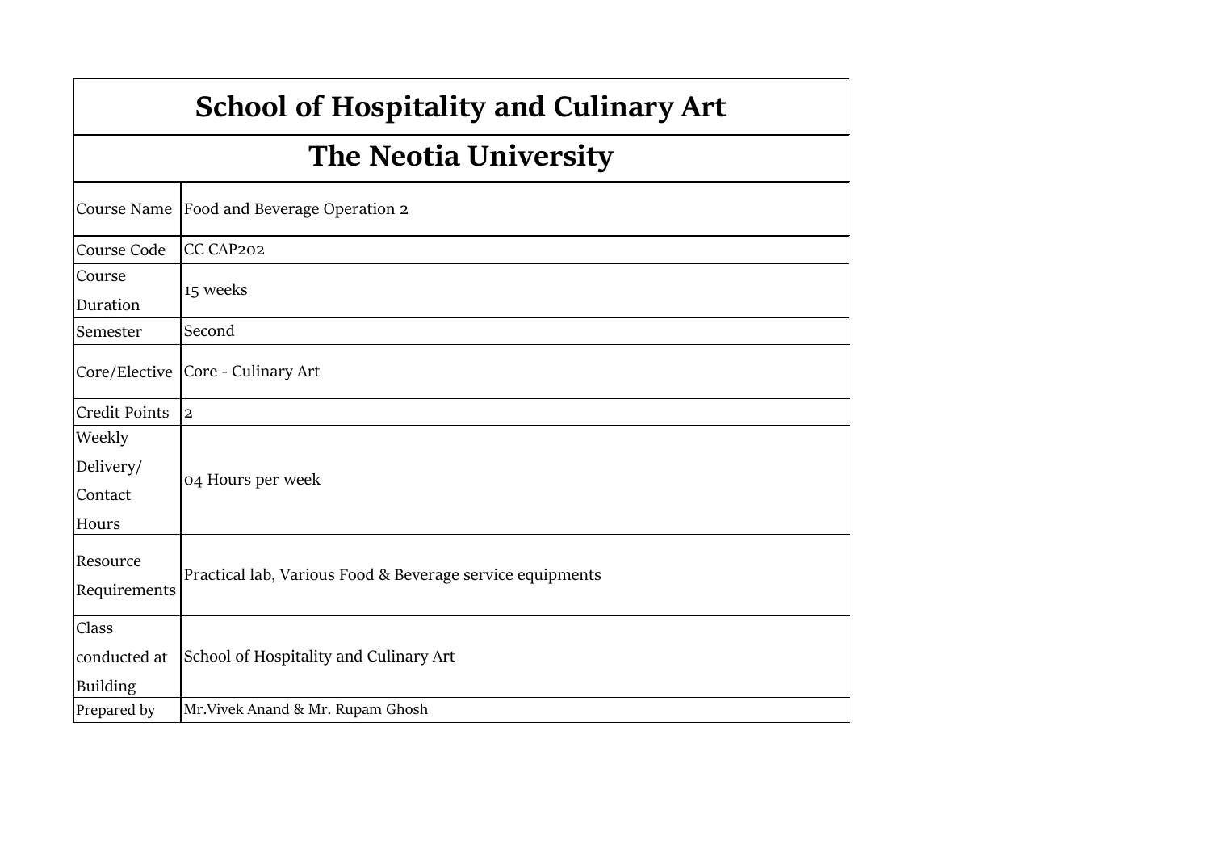# School of Hospitality and Culinary Art

## The Neotia University

| | |
|---|---|
| Course Name | Food and Beverage Operation 2 |
| Course Code | CC CAP202 |
| Course Duration | 15 weeks |
| Semester | Second |
| Core/Elective | Core - Culinary Art |
| Credit Points | 2 |
| Weekly Delivery/ Contact Hours | 04 Hours per week |
| Resource Requirements | Practical lab, Various Food & Beverage service equipments |
| Class conducted at Building | School of Hospitality and Culinary Art |
| Prepared by | Mr.Vivek Anand & Mr. Rupam Ghosh |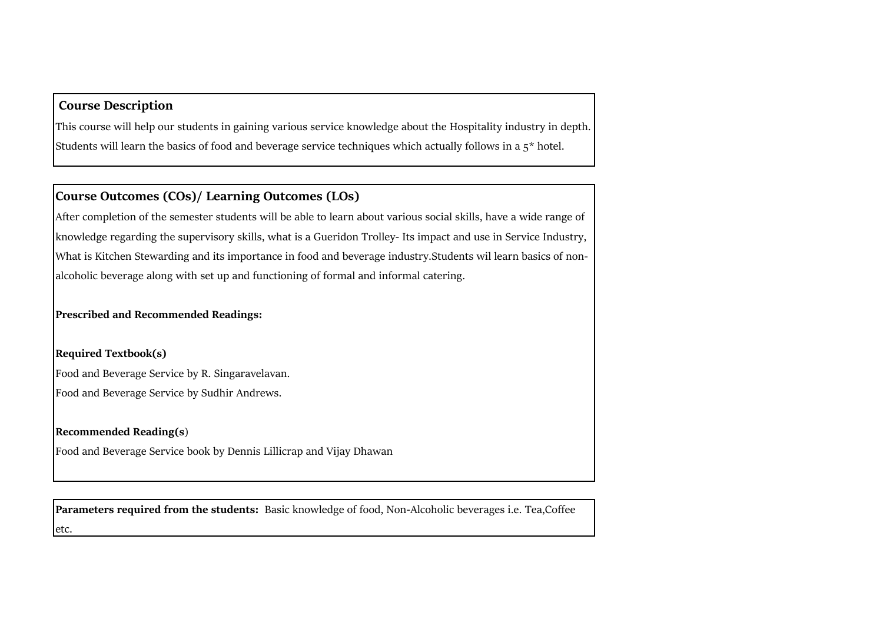## Course Description

This course will help our students in gaining various service knowledge about the Hospitality industry in depth. Students will learn the basics of food and beverage service techniques which actually follows in a 5* hotel.

## Course Outcomes (COs)/ Learning Outcomes (LOs)

After completion of the semester students will be able to learn about various social skills, have a wide range of knowledge regarding the supervisory skills, what is a Gueridon Trolley- Its impact and use in Service Industry, What is Kitchen Stewarding and its importance in food and beverage industry.Students wil learn basics of non-alcoholic beverage along with set up and functioning of formal and informal catering.

**Prescribed and Recommended Readings:**

**Required Textbook(s)**

Food and Beverage Service by R. Singaravelavan.

Food and Beverage Service by Sudhir Andrews.

**Recommended Reading(s)**

Food and Beverage Service book by Dennis Lillicrap and Vijay Dhawan

**Parameters required from the students:** Basic knowledge of food, Non-Alcoholic beverages i.e. Tea,Coffee etc.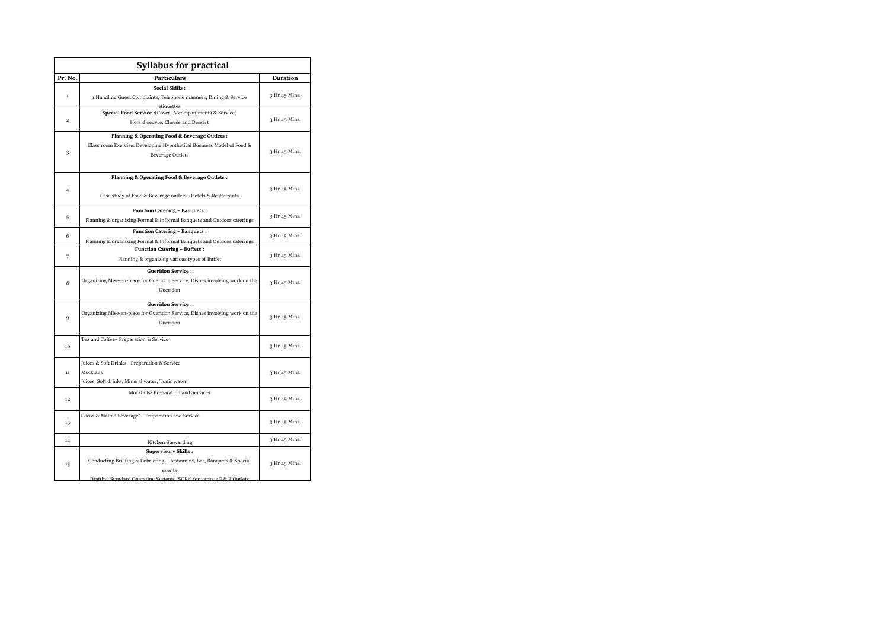| Syllabus for practical | | |
|---|---|---|
| **Pr. No.** | **Particulars** | **Duration** |
| 1 | **Social Skills :**<br>1.Handling Guest Complaints, Telephone manners, Dining & Service etiquettes | 3 Hr 45 Mins. |
| 2 | **Special Food Service :**(Cover, Accompaniments & Service)<br>Hors d oeuvre, Cheese and Dessert | 3 Hr 45 Mins. |
| 3 | **Planning & Operating Food & Beverage Outlets :**<br>Class room Exercise: Developing Hypothetical Business Model of Food & Beverage Outlets | 3 Hr 45 Mins. |
| 4 | **Planning & Operating Food & Beverage Outlets :**<br>Case study of Food & Beverage outlets - Hotels & Restaurants | 3 Hr 45 Mins. |
| 5 | **Function Catering – Banquets :**<br>Planning & organizing Formal & Informal Banquets and Outdoor caterings | 3 Hr 45 Mins. |
| 6 | **Function Catering – Banquets :**<br>Planning & organizing Formal & Informal Banquets and Outdoor caterings | 3 Hr 45 Mins. |
| 7 | **Function Catering – Buffets :**<br>Planning & organizing various types of Buffet | 3 Hr 45 Mins. |
| 8 | **Gueridon Service :**<br>Organizing Mise-en-place for Gueridon Service, Dishes involving work on the Gueridon | 3 Hr 45 Mins. |
| 9 | **Gueridon Service :**<br>Organizing Mise-en-place for Gueridon Service, Dishes involving work on the Gueridon | 3 Hr 45 Mins. |
| 10 | Tea and Coffee– Preparation & Service | 3 Hr 45 Mins. |
| 11 | Juices & Soft Drinks - Preparation & Service<br>Mocktails<br>Juices, Soft drinks, Mineral water, Tonic water | 3 Hr 45 Mins. |
| 12 | Mocktails- Preparation and Services | 3 Hr 45 Mins. |
| 13 | Cocoa & Malted Beverages - Preparation and Service | 3 Hr 45 Mins. |
| 14 | Kitchen Stewarding | 3 Hr 45 Mins. |
| 15 | **Supervisory Skills :**<br>Conducting Briefing & Debriefing - Restaurant, Bar, Banquets & Special events<br>Drafting Standard Operating Systems (SOPs) for various F & B Outlets | 3 Hr 45 Mins. |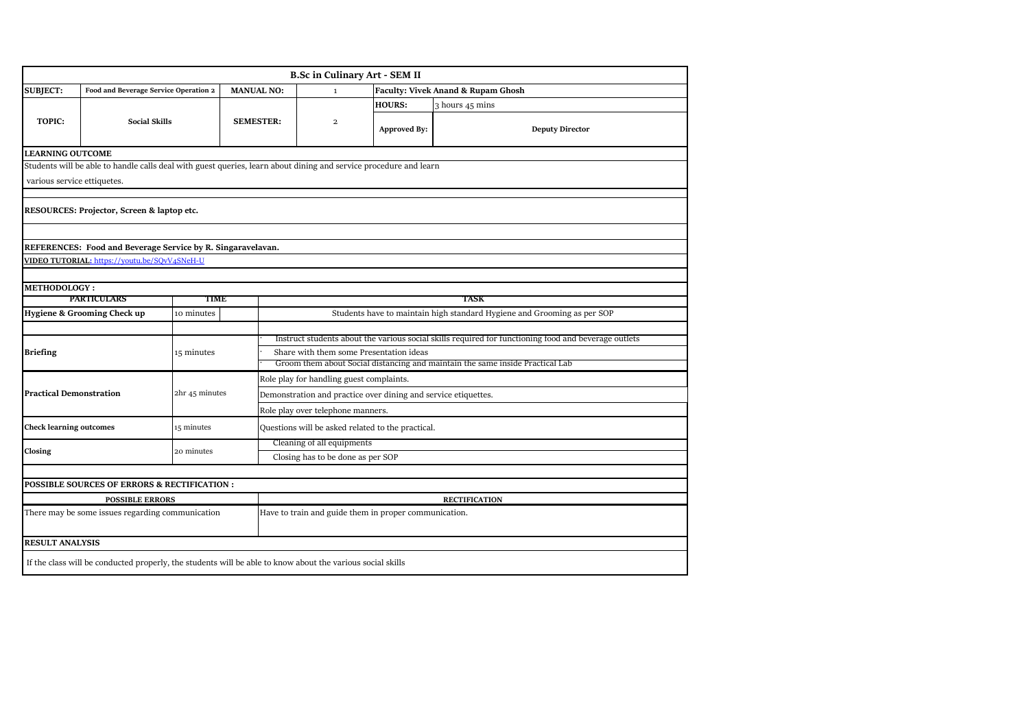# B.Sc in Culinary Art - SEM II

| **SUBJECT:** | **Food and Beverage Service Operation 2** | **MANUAL NO:** | 1 | **Faculty: Vivek Anand & Rupam Ghosh** | |
|---|---|---|---|---|---|
| **TOPIC:** | **Social Skills** | **SEMESTER:** | 2 | **HOURS:** | 3 hours 45 mins |
| | | | | **Approved By:** | **Deputy Director** |

**LEARNING OUTCOME**

Students will be able to handle calls deal with guest queries, learn about dining and service procedure and learn various service ettiquetes.

**RESOURCES: Projector, Screen & laptop etc.**

**REFERENCES: Food and Beverage Service by R. Singaravelavan.**

**VIDEO TUTORIAL:** https://youtu.be/SQvV4SNeH-U

**METHODOLOGY :**

| PARTICULARS | TIME | TASK |
|---|---|---|
| **Hygiene & Grooming Check up** | 10 minutes | Students have to maintain high standard Hygiene and Grooming as per SOP |
| **Briefing** | 15 minutes | · Instruct students about the various social skills required for functioning food and beverage outlets<br>· Share with them some Presentation ideas<br>· Groom them about Social distancing and maintain the same inside Practical Lab |
| **Practical Demonstration** | 2hr 45 minutes | Role play for handling guest complaints.<br>Demonstration and practice over dining and service etiquettes.<br>Role play over telephone manners. |
| **Check learning outcomes** | 15 minutes | Questions will be asked related to the practical. |
| **Closing** | 20 minutes | Cleaning of all equipments<br>Closing has to be done as per SOP |

**POSSIBLE SOURCES OF ERRORS & RECTIFICATION :**

| POSSIBLE ERRORS | RECTIFICATION |
|---|---|
| There may be some issues regarding communication | Have to train and guide them in proper communication. |

**RESULT ANALYSIS**

If the class will be conducted properly, the students will be able to know about the various social skills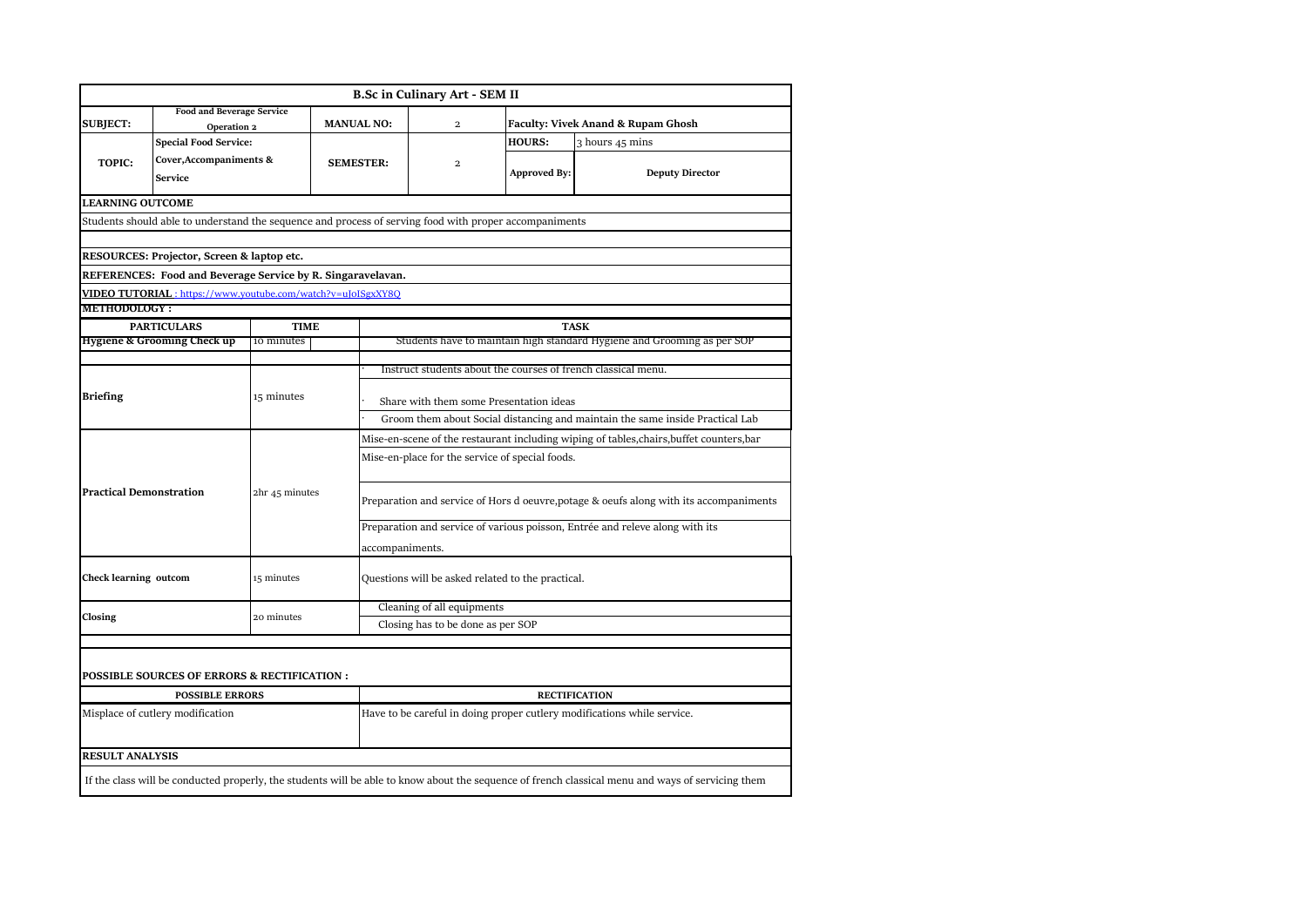# B.Sc in Culinary Art - SEM II

| SUBJECT: | Food and Beverage Service Operation 2 | MANUAL NO: | 2 | Faculty: Vivek Anand & Rupam Ghosh | |
|---|---|---|---|---|---|
| TOPIC: | Special Food Service: Cover,Accompaniments & Service | SEMESTER: | 2 | HOURS: | 3 hours 45 mins |
| | | | | Approved By: | Deputy Director |

**LEARNING OUTCOME**

Students should able to understand the sequence and process of serving food with proper accompaniments

**RESOURCES: Projector, Screen & laptop etc.**

**REFERENCES: Food and Beverage Service by R. Singaravelavan.**

**VIDEO TUTORIAL** : https://www.youtube.com/watch?v=uJoISgxXY8Q

**METHODOLOGY :**

| PARTICULARS | TIME | TASK |
|---|---|---|
| Hygiene & Grooming Check up | 10 minutes | Students have to maintain high standard Hygiene and Grooming as per SOP |
| Briefing | 15 minutes | · Instruct students about the courses of french classical menu.<br>· Share with them some Presentation ideas<br>· Groom them about Social distancing and maintain the same inside Practical Lab |
| Practical Demonstration | 2hr 45 minutes | Mise-en-scene of the restaurant including wiping of tables,chairs,buffet counters,bar<br>Mise-en-place for the service of special foods.<br>Preparation and service of Hors d oeuvre,potage & oeufs along with its accompaniments<br>Preparation and service of various poisson, Entrée and releve along with its accompaniments. |
| Check learning outcom | 15 minutes | Questions will be asked related to the practical. |
| Closing | 20 minutes | Cleaning of all equipments<br>Closing has to be done as per SOP |

**POSSIBLE SOURCES OF ERRORS & RECTIFICATION :**

| POSSIBLE ERRORS | RECTIFICATION |
|---|---|
| Misplace of cutlery modification | Have to be careful in doing proper cutlery modifications while service. |

**RESULT ANALYSIS**

If the class will be conducted properly, the students will be able to know about the sequence of french classical menu and ways of servicing them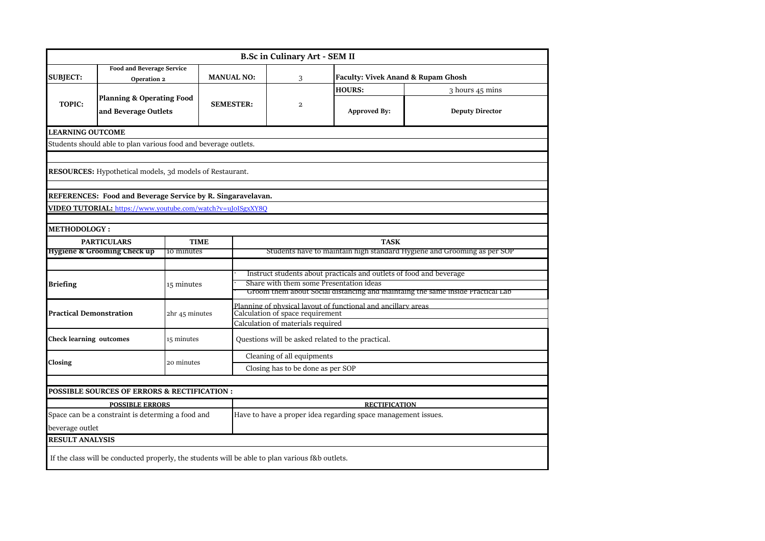| **B.Sc in Culinary Art - SEM II** | | | | | |
|---|---|---|---|---|---|
| **SUBJECT:** | **Food and Beverage Service Operation 2** | **MANUAL NO:** | 3 | **Faculty: Vivek Anand & Rupam Ghosh** | |
| **TOPIC:** | **Planning & Operating Food and Beverage Outlets** | **SEMESTER:** | 2 | **HOURS:** | 3 hours 45 mins |
| | | | | **Approved By:** | **Deputy Director** |

**LEARNING OUTCOME**

Students should able to plan various food and beverage outlets.

**RESOURCES:** Hypothetical models, 3d models of Restaurant.

**REFERENCES: Food and Beverage Service by R. Singaravelavan.**

**VIDEO TUTORIAL:** https://www.youtube.com/watch?v=uJoISgxXY8Q

**METHODOLOGY :**

| PARTICULARS | TIME | TASK |
|---|---|---|
| **Hygiene & Grooming Check up** | 10 minutes | Students have to maintain high standard Hygiene and Grooming as per SOP |
| **Briefing** | 15 minutes | · Instruct students about practicals and outlets of food and beverage<br>· Share with them some Presentation ideas<br>· Groom them about Social distancing and maintaing the same inside Practical Lab |
| **Practical Demonstration** | 2hr 45 minutes | Planning of physical layout of functional and ancillary areas<br>Calculation of space requirement<br>Calculation of materials required |
| **Check learning outcomes** | 15 minutes | Questions will be asked related to the practical. |
| **Closing** | 20 minutes | Cleaning of all equipments<br>Closing has to be done as per SOP |

**POSSIBLE SOURCES OF ERRORS & RECTIFICATION :**

| POSSIBLE ERRORS | RECTIFICATION |
|---|---|
| Space can be a constraint is determing a food and beverage outlet | Have to have a proper idea regarding space management issues. |

**RESULT ANALYSIS**

If the class will be conducted properly, the students will be able to plan various f&b outlets.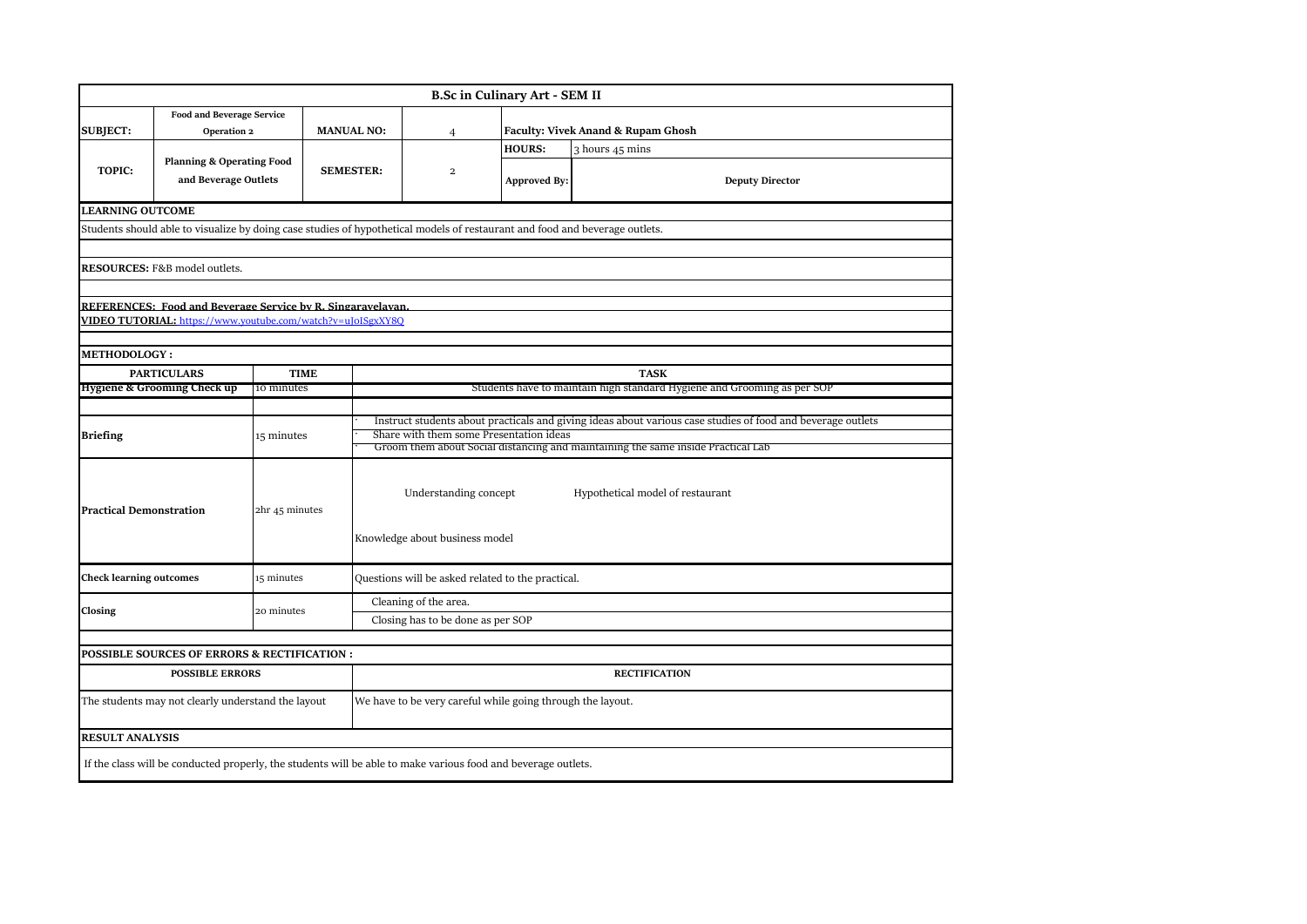# B.Sc in Culinary Art - SEM II

| | | | | | |
|---|---|---|---|---|---|
| **SUBJECT:** | **Food and Beverage Service Operation 2** | **MANUAL NO:** | 4 | **Faculty: Vivek Anand & Rupam Ghosh** | |
| **TOPIC:** | **Planning & Operating Food and Beverage Outlets** | **SEMESTER:** | 2 | **HOURS:** | 3 hours 45 mins |
| | | | | **Approved By:** | **Deputy Director** |

**LEARNING OUTCOME**

Students should able to visualize by doing case studies of hypothetical models of restaurant and food and beverage outlets.

**RESOURCES:** F&B model outlets.

**REFERENCES: Food and Beverage Service by R. Singaravelavan.**

**VIDEO TUTORIAL:** https://www.youtube.com/watch?v=uJoISgxXY8Q

**METHODOLOGY :**

| PARTICULARS | TIME | TASK |
|---|---|---|
| **Hygiene & Grooming Check up** | 10 minutes | Students have to maintain high standard Hygiene and Grooming as per SOP |
| **Briefing** | 15 minutes | · Instruct students about practicals and giving ideas about various case studies of food and beverage outlets<br>· Share with them some Presentation ideas<br>· Groom them about Social distancing and maintaining the same inside Practical Lab |
| **Practical Demonstration** | 2hr 45 minutes | Understanding concept &nbsp;&nbsp; Hypothetical model of restaurant<br>Knowledge about business model |
| **Check learning outcomes** | 15 minutes | Questions will be asked related to the practical. |
| **Closing** | 20 minutes | Cleaning of the area.<br>Closing has to be done as per SOP |

**POSSIBLE SOURCES OF ERRORS & RECTIFICATION :**

| POSSIBLE ERRORS | RECTIFICATION |
|---|---|
| The students may not clearly understand the layout | We have to be very careful while going through the layout. |

**RESULT ANALYSIS**

If the class will be conducted properly, the students will be able to make various food and beverage outlets.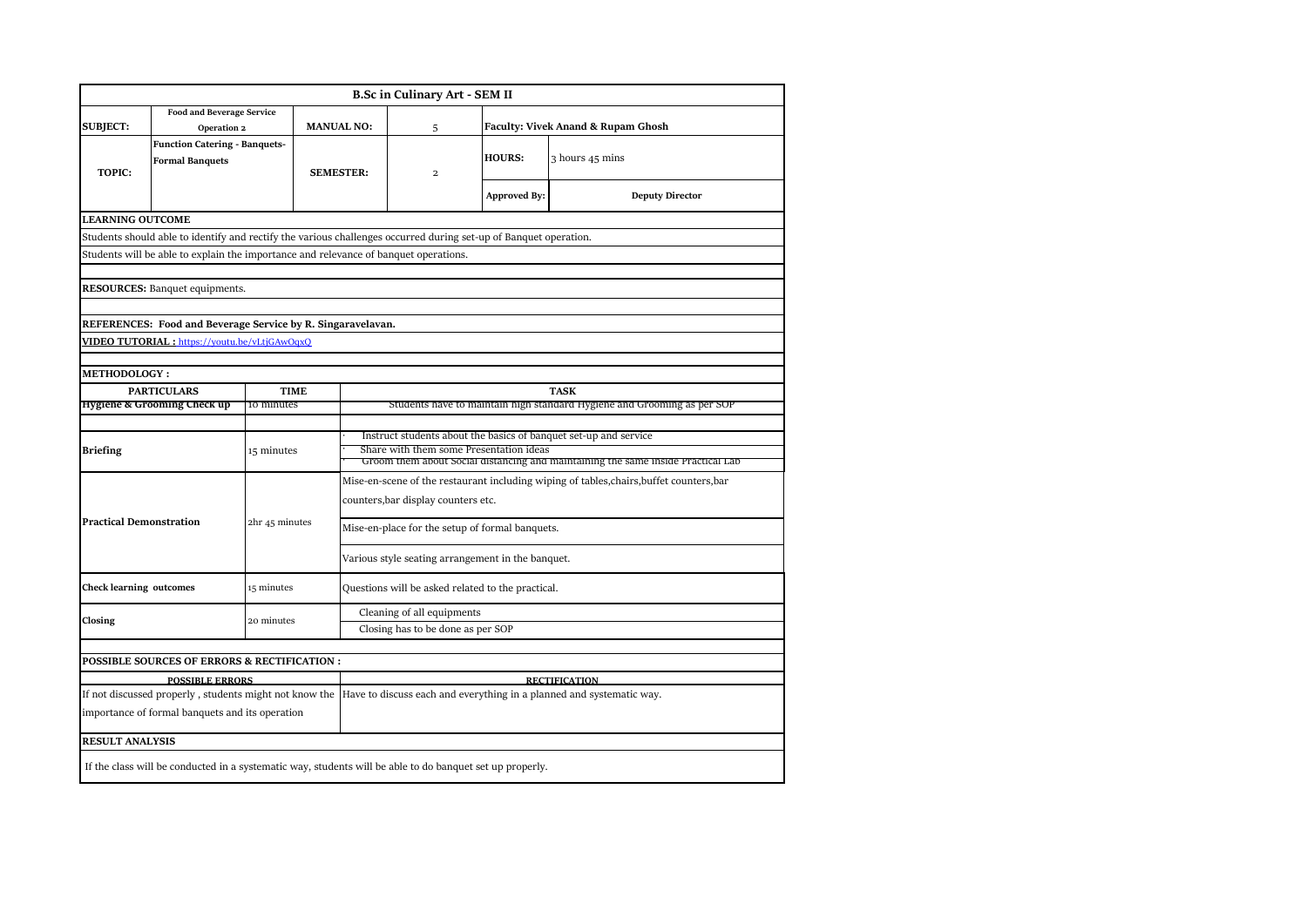| **B.Sc in Culinary Art - SEM II** | | | | | |
|---|---|---|---|---|---|
| **SUBJECT:** | **Food and Beverage Service Operation 2** | **MANUAL NO:** | 5 | **Faculty: Vivek Anand & Rupam Ghosh** | |
| **TOPIC:** | **Function Catering - Banquets-Formal Banquets** | **SEMESTER:** | 2 | **HOURS:** | 3 hours 45 mins |
| | | | | **Approved By:** | **Deputy Director** |

**LEARNING OUTCOME**

Students should able to identify and rectify the various challenges occurred during set-up of Banquet operation.

Students will be able to explain the importance and relevance of banquet operations.

**RESOURCES:** Banquet equipments.

**REFERENCES: Food and Beverage Service by R. Singaravelavan.**

**VIDEO TUTORIAL :** https://youtu.be/vLtjGAwOqxQ

**METHODOLOGY :**

| PARTICULARS | TIME | TASK |
|---|---|---|
| **Hygiene & Grooming Check up** | 10 minutes | Students have to maintain high standard Hygiene and Grooming as per SOP |
| **Briefing** | 15 minutes | · Instruct students about the basics of banquet set-up and service<br>· Share with them some Presentation ideas<br>· Groom them about Social distancing and maintaining the same inside Practical Lab |
| **Practical Demonstration** | 2hr 45 minutes | Mise-en-scene of the restaurant including wiping of tables,chairs,buffet counters,bar counters,bar display counters etc.<br>Mise-en-place for the setup of formal banquets.<br>Various style seating arrangement in the banquet. |
| **Check learning outcomes** | 15 minutes | Questions will be asked related to the practical. |
| **Closing** | 20 minutes | Cleaning of all equipments<br>Closing has to be done as per SOP |

**POSSIBLE SOURCES OF ERRORS & RECTIFICATION :**

| POSSIBLE ERRORS | RECTIFICATION |
|---|---|
| If not discussed properly , students might not know the importance of formal banquets and its operation | Have to discuss each and everything in a planned and systematic way. |

**RESULT ANALYSIS**

If the class will be conducted in a systematic way, students will be able to do banquet set up properly.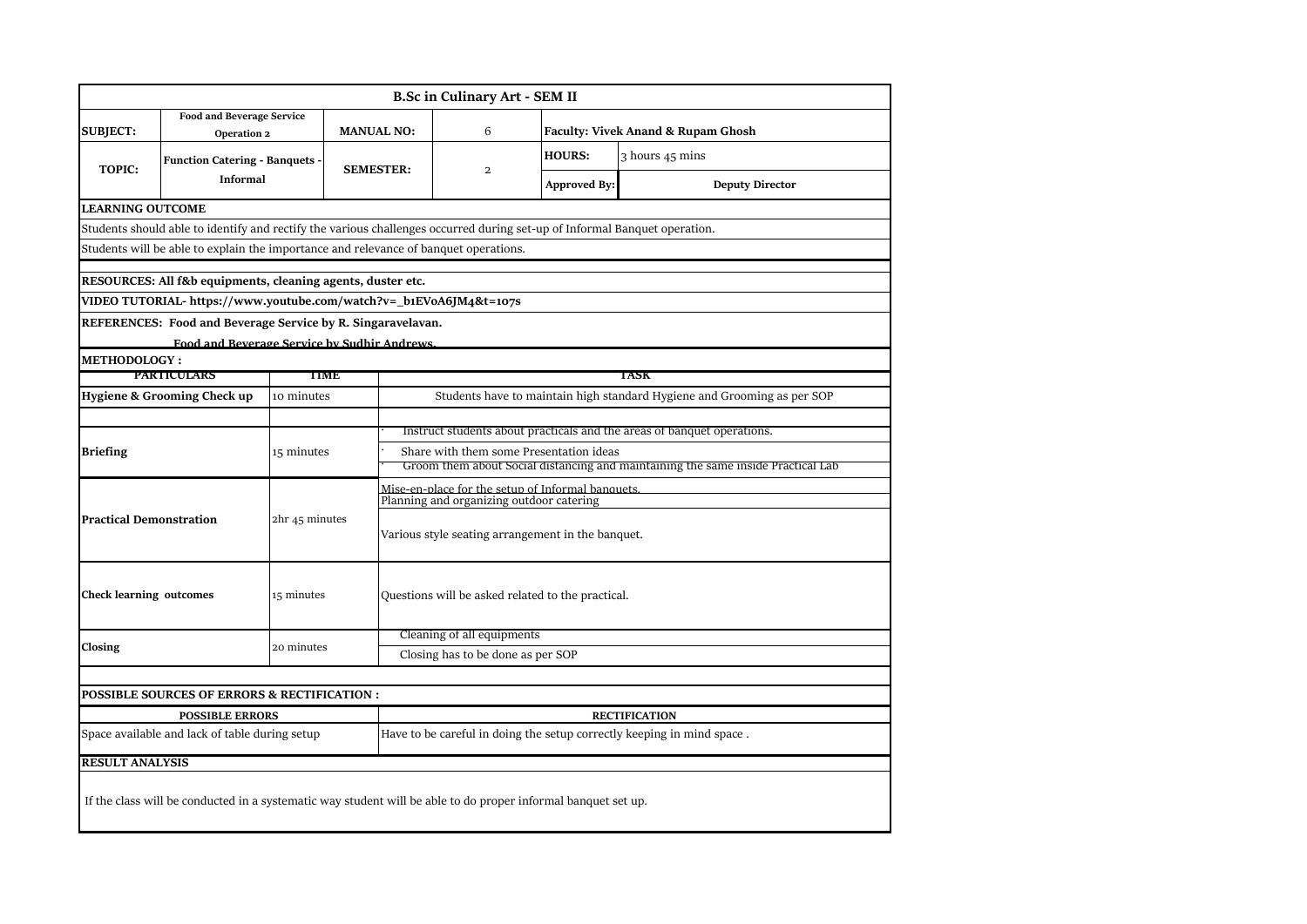## B.Sc in Culinary Art - SEM II

| | | | | | |
|---|---|---|---|---|---|
| **SUBJECT:** | **Food and Beverage Service Operation 2** | **MANUAL NO:** | 6 | **Faculty: Vivek Anand & Rupam Ghosh** | |
| **TOPIC:** | **Function Catering - Banquets - Informal** | **SEMESTER:** | 2 | **HOURS:** | 3 hours 45 mins |
| | | | | **Approved By:** | **Deputy Director** |

**LEARNING OUTCOME**

Students should able to identify and rectify the various challenges occurred during set-up of Informal Banquet operation.

Students will be able to explain the importance and relevance of banquet operations.

**RESOURCES: All f&b equipments, cleaning agents, duster etc.**

**VIDEO TUTORIAL- https://www.youtube.com/watch?v=_b1EVoA6JM4&t=107s**

**REFERENCES: Food and Beverage Service by R. Singaravelavan.**

**Food and Beverage Service by Sudhir Andrews.**

**METHODOLOGY :**

| PARTICULARS | TIME | TASK |
|---|---|---|
| **Hygiene & Grooming Check up** | 10 minutes | Students have to maintain high standard Hygiene and Grooming as per SOP |
| **Briefing** | 15 minutes | · Instruct students about practicals and the areas of banquet operations.<br>· Share with them some Presentation ideas<br>· Groom them about Social distancing and maintaining the same inside Practical Lab |
| **Practical Demonstration** | 2hr 45 minutes | Mise-en-place for the setup of Informal banquets.<br>Planning and organizing outdoor catering<br>Various style seating arrangement in the banquet. |
| **Check learning outcomes** | 15 minutes | Questions will be asked related to the practical. |
| **Closing** | 20 minutes | Cleaning of all equipments<br>Closing has to be done as per SOP |

**POSSIBLE SOURCES OF ERRORS & RECTIFICATION :**

| POSSIBLE ERRORS | RECTIFICATION |
|---|---|
| Space available and lack of table during setup | Have to be careful in doing the setup correctly keeping in mind space . |

**RESULT ANALYSIS**

If the class will be conducted in a systematic way student will be able to do proper informal banquet set up.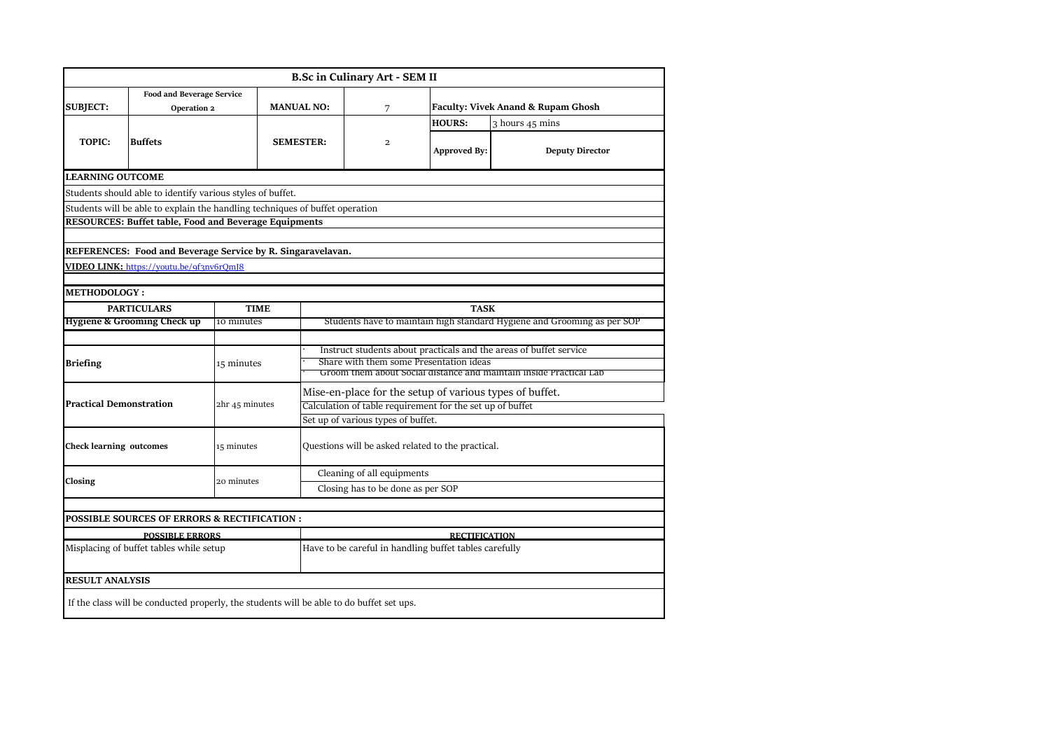## B.Sc in Culinary Art - SEM II

| **SUBJECT:** | **Food and Beverage Service Operation 2** | **MANUAL NO:** | 7 | **Faculty: Vivek Anand & Rupam Ghosh** | |
|---|---|---|---|---|---|
| **TOPIC:** | **Buffets** | **SEMESTER:** | 2 | **HOURS:** | 3 hours 45 mins |
| | | | | **Approved By:** | **Deputy Director** |

**LEARNING OUTCOME**

Students should able to identify various styles of buffet.

Students will be able to explain the handling techniques of buffet operation

**RESOURCES: Buffet table, Food and Beverage Equipments**

**REFERENCES: Food and Beverage Service by R. Singaravelavan.**

**VIDEO LINK:** https://youtu.be/9f3nv6rQmJ8

**METHODOLOGY :**

| PARTICULARS | TIME | TASK |
|---|---|---|
| **Hygiene & Grooming Check up** | 10 minutes | Students have to maintain high standard Hygiene and Grooming as per SOP |
| **Briefing** | 15 minutes | · Instruct students about practicals and the areas of buffet service<br>· Share with them some Presentation ideas<br>· Groom them about Social distance and maintain inside Practical Lab |
| **Practical Demonstration** | 2hr 45 minutes | Mise-en-place for the setup of various types of buffet.<br>Calculation of table requirement for the set up of buffet<br>Set up of various types of buffet. |
| **Check learning outcomes** | 15 minutes | Questions will be asked related to the practical. |
| **Closing** | 20 minutes | Cleaning of all equipments<br>Closing has to be done as per SOP |

**POSSIBLE SOURCES OF ERRORS & RECTIFICATION :**

| POSSIBLE ERRORS | RECTIFICATION |
|---|---|
| Misplacing of buffet tables while setup | Have to be careful in handling buffet tables carefully |

**RESULT ANALYSIS**

If the class will be conducted properly, the students will be able to do buffet set ups.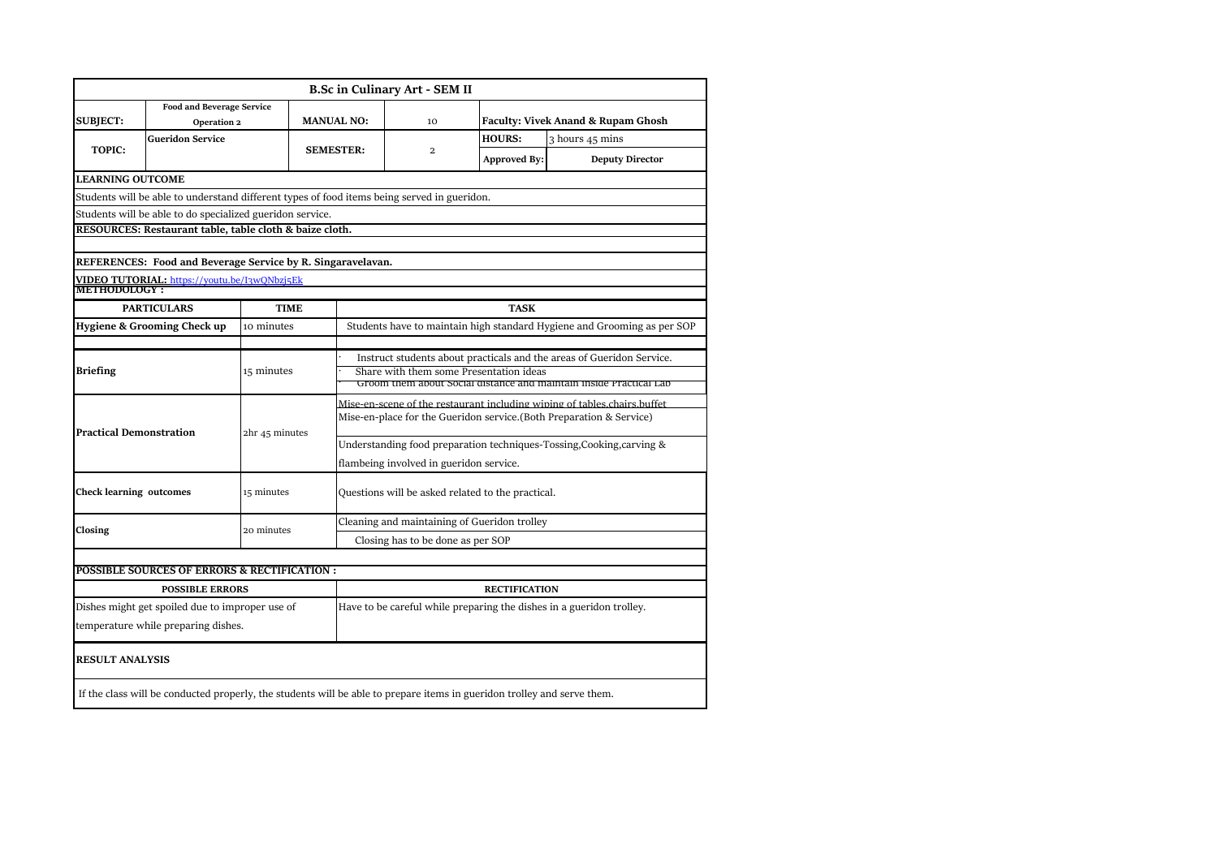# B.Sc in Culinary Art - SEM II

| SUBJECT: | Food and Beverage Service Operation 2 | MANUAL NO: | 10 | Faculty: Vivek Anand & Rupam Ghosh | |
|---|---|---|---|---|---|
| TOPIC: | Gueridon Service | SEMESTER: | 2 | HOURS: | 3 hours 45 mins |
| | | | | Approved By: | Deputy Director |

**LEARNING OUTCOME**

Students will be able to understand different types of food items being served in gueridon.

Students will be able to do specialized gueridon service.

**RESOURCES: Restaurant table, table cloth & baize cloth.**

**REFERENCES: Food and Beverage Service by R. Singaravelavan.**

**VIDEO TUTORIAL:** https://youtu.be/I3wQNbzj5Ek

**METHODOLOGY :**

| PARTICULARS | TIME | TASK |
|---|---|---|
| Hygiene & Grooming Check up | 10 minutes | Students have to maintain high standard Hygiene and Grooming as per SOP |
| Briefing | 15 minutes | · Instruct students about practicals and the areas of Gueridon Service.<br>· Share with them some Presentation ideas<br>· Groom them about Social distance and maintain inside Practical Lab |
| Practical Demonstration | 2hr 45 minutes | Mise-en-scene of the restaurant including wiping of tables,chairs,buffet<br>Mise-en-place for the Gueridon service.(Both Preparation & Service)<br>Understanding food preparation techniques-Tossing,Cooking,carving & flambeing involved in gueridon service. |
| Check learning outcomes | 15 minutes | Questions will be asked related to the practical. |
| Closing | 20 minutes | Cleaning and maintaining of Gueridon trolley<br>Closing has to be done as per SOP |

**POSSIBLE SOURCES OF ERRORS & RECTIFICATION :**

| POSSIBLE ERRORS | RECTIFICATION |
|---|---|
| Dishes might get spoiled due to improper use of temperature while preparing dishes. | Have to be careful while preparing the dishes in a gueridon trolley. |

**RESULT ANALYSIS**

If the class will be conducted properly, the students will be able to prepare items in gueridon trolley and serve them.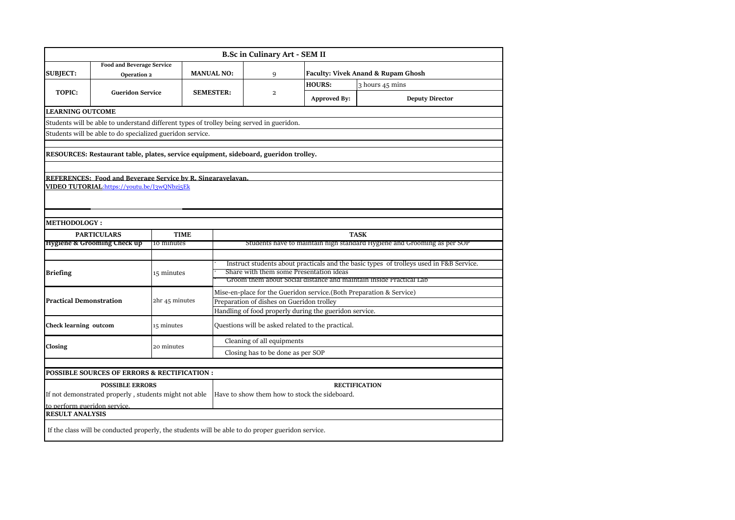# B.Sc in Culinary Art - SEM II

| SUBJECT: | Food and Beverage Service Operation 2 | MANUAL NO: | 9 | Faculty: Vivek Anand & Rupam Ghosh | |
|---|---|---|---|---|---|
| TOPIC: | Gueridon Service | SEMESTER: | 2 | HOURS: | 3 hours 45 mins |
| | | | | Approved By: | Deputy Director |

**LEARNING OUTCOME**

Students will be able to understand different types of trolley being served in gueridon.

Students will be able to do specialized gueridon service.

**RESOURCES: Restaurant table, plates, service equipment, sideboard, gueridon trolley.**

**REFERENCES: Food and Beverage Service by R. Singaravelavan.**

**VIDEO TUTORIAL**:https://youtu.be/I3wQNbzj5Ek

**METHODOLOGY :**

| PARTICULARS | TIME | TASK |
|---|---|---|
| **Hygiene & Grooming Check up** | 10 minutes | Students have to maintain high standard Hygiene and Grooming as per SOP |
| **Briefing** | 15 minutes | · Instruct students about practicals and the basic types of trolleys used in F&B Service.<br>· Share with them some Presentation ideas<br>· Groom them about Social distance and maintain inside Practical Lab |
| **Practical Demonstration** | 2hr 45 minutes | Mise-en-place for the Gueridon service.(Both Preparation & Service)<br>Preparation of dishes on Gueridon trolley<br>Handling of food properly during the gueridon service. |
| **Check learning outcom** | 15 minutes | Questions will be asked related to the practical. |
| **Closing** | 20 minutes | Cleaning of all equipments<br>Closing has to be done as per SOP |

**POSSIBLE SOURCES OF ERRORS & RECTIFICATION :**

| POSSIBLE ERRORS | RECTIFICATION |
|---|---|
| If not demonstrated properly , students might not able to perform gueridon service. | Have to show them how to stock the sideboard. |

**RESULT ANALYSIS**

If the class will be conducted properly, the students will be able to do proper gueridon service.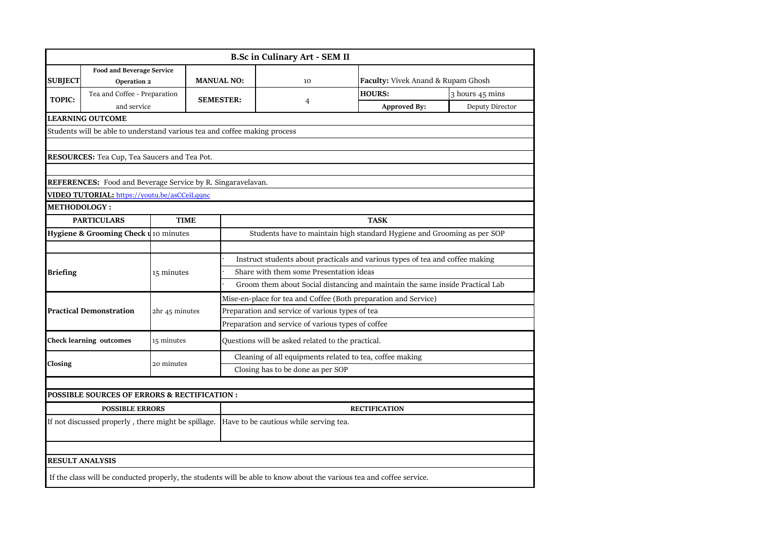# B.Sc in Culinary Art - SEM II

| SUBJECT | Food and Beverage Service Operation 2 | MANUAL NO: | 10 | Faculty: Vivek Anand & Rupam Ghosh | |
|---|---|---|---|---|---|
| TOPIC: | Tea and Coffee - Preparation and service | SEMESTER: | 4 | HOURS: | 3 hours 45 mins |
| | | | | Approved By: | Deputy Director |

**LEARNING OUTCOME**

Students will be able to understand various tea and coffee making process

**RESOURCES:** Tea Cup, Tea Saucers and Tea Pot.

**REFERENCES:** Food and Beverage Service by R. Singaravelavan.

**VIDEO TUTORIAL:** https://youtu.be/asCCeiLq9nc

**METHODOLOGY :**

| PARTICULARS | TIME | TASK |
|---|---|---|
| Hygiene & Grooming Check u | 10 minutes | Students have to maintain high standard Hygiene and Grooming as per SOP |
| Briefing | 15 minutes | · Instruct students about practicals and various types of tea and coffee making |
| | | · Share with them some Presentation ideas |
| | | · Groom them about Social distancing and maintain the same inside Practical Lab |
| Practical Demonstration | 2hr 45 minutes | Mise-en-place for tea and Coffee (Both preparation and Service) |
| | | Preparation and service of various types of tea |
| | | Preparation and service of various types of coffee |
| Check learning outcomes | 15 minutes | Questions will be asked related to the practical. |
| Closing | 20 minutes | Cleaning of all equipments related to tea, coffee making |
| | | Closing has to be done as per SOP |

**POSSIBLE SOURCES OF ERRORS & RECTIFICATION :**

| POSSIBLE ERRORS | RECTIFICATION |
|---|---|
| If not discussed properly , there might be spillage. | Have to be cautious while serving tea. |

**RESULT ANALYSIS**

If the class will be conducted properly, the students will be able to know about the various tea and coffee service.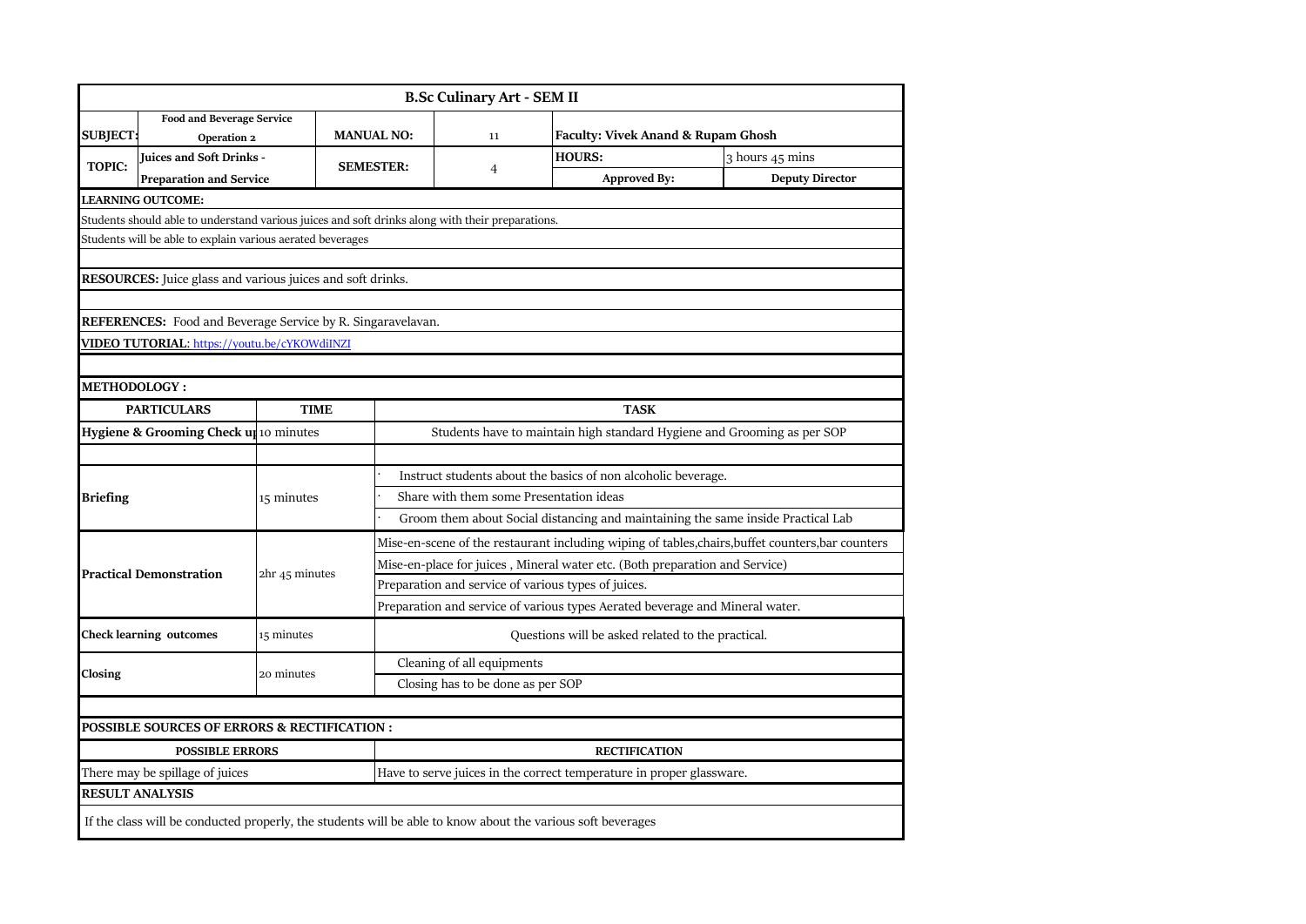# B.Sc Culinary Art - SEM II

| | | | | | |
|---|---|---|---|---|---|
| **SUBJECT:** | **Food and Beverage Service Operation 2** | **MANUAL NO:** | 11 | **Faculty: Vivek Anand & Rupam Ghosh** | |
| **TOPIC:** | **Juices and Soft Drinks - Preparation and Service** | **SEMESTER:** | 4 | **HOURS:** | 3 hours 45 mins |
| | | | | **Approved By:** | **Deputy Director** |

**LEARNING OUTCOME:**

Students should able to understand various juices and soft drinks along with their preparations.

Students will be able to explain various aerated beverages

**RESOURCES:** Juice glass and various juices and soft drinks.

**REFERENCES:** Food and Beverage Service by R. Singaravelavan.

**VIDEO TUTORIAL**: https://youtu.be/cYKOWdiINZI

**METHODOLOGY :**

| PARTICULARS | TIME | TASK |
|---|---|---|
| **Hygiene & Grooming Check up** | 10 minutes | Students have to maintain high standard Hygiene and Grooming as per SOP |
| | | |
| **Briefing** | 15 minutes | · Instruct students about the basics of non alcoholic beverage. |
| | | · Share with them some Presentation ideas |
| | | · Groom them about Social distancing and maintaining the same inside Practical Lab |
| **Practical Demonstration** | 2hr 45 minutes | Mise-en-scene of the restaurant including wiping of tables,chairs,buffet counters,bar counters |
| | | Mise-en-place for juices , Mineral water etc. (Both preparation and Service) |
| | | Preparation and service of various types of juices. |
| | | Preparation and service of various types Aerated beverage and Mineral water. |
| **Check learning outcomes** | 15 minutes | Questions will be asked related to the practical. |
| **Closing** | 20 minutes | Cleaning of all equipments |
| | | Closing has to be done as per SOP |

**POSSIBLE SOURCES OF ERRORS & RECTIFICATION :**

| POSSIBLE ERRORS | RECTIFICATION |
|---|---|
| There may be spillage of juices | Have to serve juices in the correct temperature in proper glassware. |

**RESULT ANALYSIS**

If the class will be conducted properly, the students will be able to know about the various soft beverages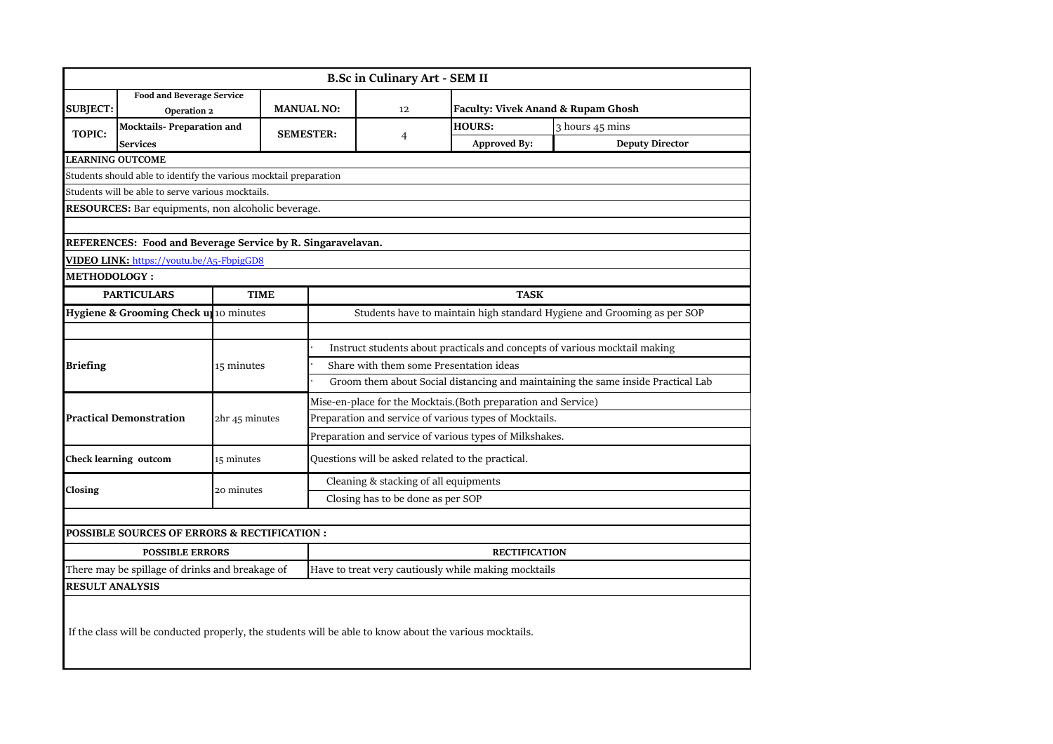## B.Sc in Culinary Art - SEM II

| | | | |
|---|---|---|---|
| **SUBJECT:** | **Food and Beverage Service Operation 2** | **MANUAL NO:** | 12 |
| **TOPIC:** | **Mocktails- Preparation and Services** | **SEMESTER:** | 4 |

**Faculty: Vivek Anand & Rupam Ghosh**

**HOURS:** 3 hours 45 mins

**Approved By:** **Deputy Director**

**LEARNING OUTCOME**

Students should able to identify the various mocktail preparation

Students will be able to serve various mocktails.

**RESOURCES:** Bar equipments, non alcoholic beverage.

**REFERENCES: Food and Beverage Service by R. Singaravelavan.**

**VIDEO LINK:** https://youtu.be/A5-FbpigGD8

**METHODOLOGY :**

| PARTICULARS | TIME | TASK |
|---|---|---|
| **Hygiene & Grooming Check up** | 10 minutes | Students have to maintain high standard Hygiene and Grooming as per SOP |
| **Briefing** | 15 minutes | · Instruct students about practicals and concepts of various mocktail making<br>· Share with them some Presentation ideas<br>· Groom them about Social distancing and maintaining the same inside Practical Lab |
| **Practical Demonstration** | 2hr 45 minutes | Mise-en-place for the Mocktails.(Both preparation and Service)<br>Preparation and service of various types of Mocktails.<br>Preparation and service of various types of Milkshakes. |
| **Check learning outcom** | 15 minutes | Questions will be asked related to the practical. |
| **Closing** | 20 minutes | Cleaning & stacking of all equipments<br>Closing has to be done as per SOP |

**POSSIBLE SOURCES OF ERRORS & RECTIFICATION :**

| POSSIBLE ERRORS | RECTIFICATION |
|---|---|
| There may be spillage of drinks and breakage of | Have to treat very cautiously while making mocktails |

**RESULT ANALYSIS**

If the class will be conducted properly, the students will be able to know about the various mocktails.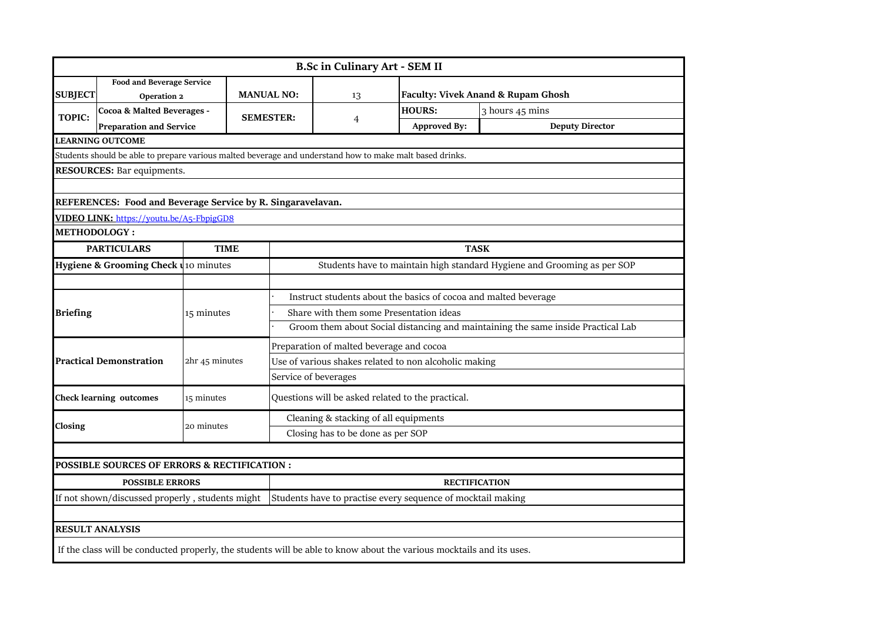## B.Sc in Culinary Art - SEM II

| | | | | | |
|---|---|---|---|---|---|
| **SUBJECT** | **Food and Beverage Service Operation 2** | **MANUAL NO:** | 13 | **Faculty: Vivek Anand & Rupam Ghosh** | |
| **TOPIC:** | **Cocoa & Malted Beverages - Preparation and Service** | **SEMESTER:** | 4 | **HOURS:** | 3 hours 45 mins |
| | | | | **Approved By:** | **Deputy Director** |

**LEARNING OUTCOME**

Students should be able to prepare various malted beverage and understand how to make malt based drinks.

**RESOURCES:** Bar equipments.

**REFERENCES: Food and Beverage Service by R. Singaravelavan.**

**VIDEO LINK:** https://youtu.be/A5-FbpigGD8

**METHODOLOGY :**

| PARTICULARS | TIME | TASK |
|---|---|---|
| **Hygiene & Grooming Check u** | 10 minutes | Students have to maintain high standard Hygiene and Grooming as per SOP |
| | | |
| **Briefing** | 15 minutes | · Instruct students about the basics of cocoa and malted beverage<br>· Share with them some Presentation ideas<br>· Groom them about Social distancing and maintaining the same inside Practical Lab |
| **Practical Demonstration** | 2hr 45 minutes | Preparation of malted beverage and cocoa<br>Use of various shakes related to non alcoholic making<br>Service of beverages |
| **Check learning outcomes** | 15 minutes | Questions will be asked related to the practical. |
| **Closing** | 20 minutes | Cleaning & stacking of all equipments<br>Closing has to be done as per SOP |

**POSSIBLE SOURCES OF ERRORS & RECTIFICATION :**

| POSSIBLE ERRORS | RECTIFICATION |
|---|---|
| If not shown/discussed properly , students might | Students have to practise every sequence of mocktail making |

**RESULT ANALYSIS**

If the class will be conducted properly, the students will be able to know about the various mocktails and its uses.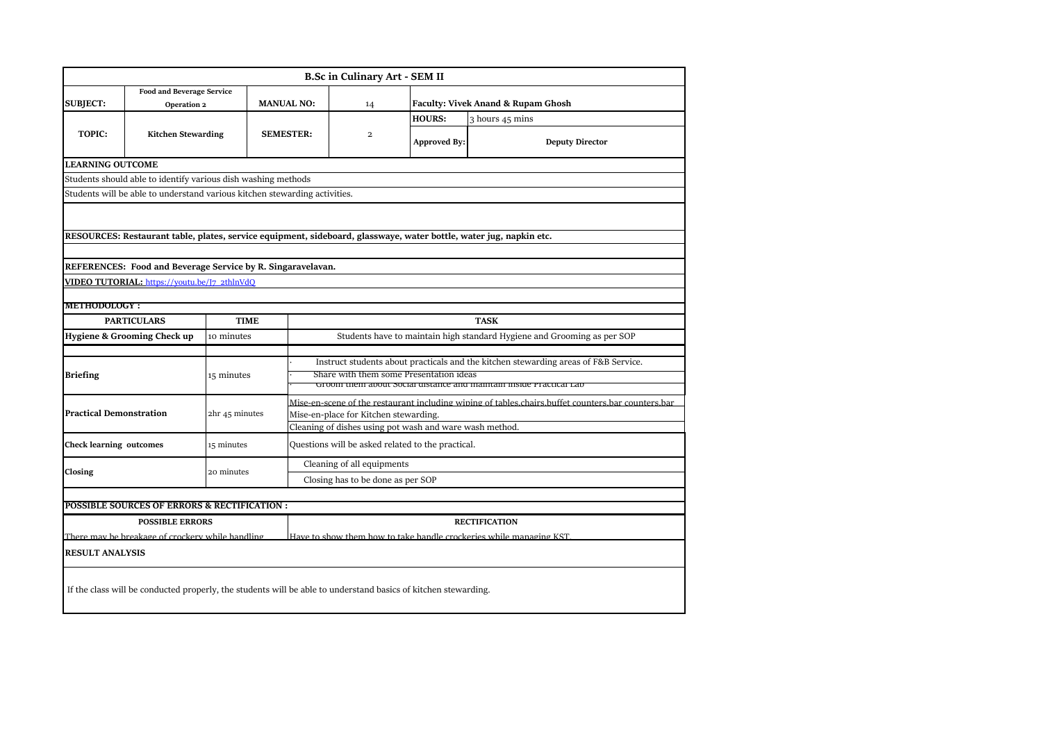| B.Sc in Culinary Art - SEM II | | | | | |
|---|---|---|---|---|---|
| **SUBJECT:** | **Food and Beverage Service Operation 2** | **MANUAL NO:** | 14 | **Faculty: Vivek Anand & Rupam Ghosh** | |
| **TOPIC:** | **Kitchen Stewarding** | **SEMESTER:** | 2 | **HOURS:** | 3 hours 45 mins |
| | | | | **Approved By:** | **Deputy Director** |

**LEARNING OUTCOME**

Students should able to identify various dish washing methods

Students will be able to understand various kitchen stewarding activities.

**RESOURCES: Restaurant table, plates, service equipment, sideboard, glasswaye, water bottle, water jug, napkin etc.**

**REFERENCES: Food and Beverage Service by R. Singaravelavan.**

**VIDEO TUTORIAL:** https://youtu.be/I7_2thlnVdQ

**METHODOLOGY :**

| PARTICULARS | TIME | TASK |
|---|---|---|
| **Hygiene & Grooming Check up** | 10 minutes | Students have to maintain high standard Hygiene and Grooming as per SOP |
| **Briefing** | 15 minutes | · Instruct students about practicals and the kitchen stewarding areas of F&B Service.<br>· Share with them some Presentation ideas<br>· Groom them about Social distance and maintain inside Practical Lab |
| **Practical Demonstration** | 2hr 45 minutes | Mise-en-scene of the restaurant including wiping of tables,chairs,buffet counters,bar counters,bar<br>Mise-en-place for Kitchen stewarding.<br>Cleaning of dishes using pot wash and ware wash method. |
| **Check learning outcomes** | 15 minutes | Questions will be asked related to the practical. |
| **Closing** | 20 minutes | Cleaning of all equipments<br>Closing has to be done as per SOP |

**POSSIBLE SOURCES OF ERRORS & RECTIFICATION :**

| POSSIBLE ERRORS | RECTIFICATION |
|---|---|
| There may be breakage of crockery while handling | Have to show them how to take handle crockeries while managing KST. |

**RESULT ANALYSIS**

If the class will be conducted properly, the students will be able to understand basics of kitchen stewarding.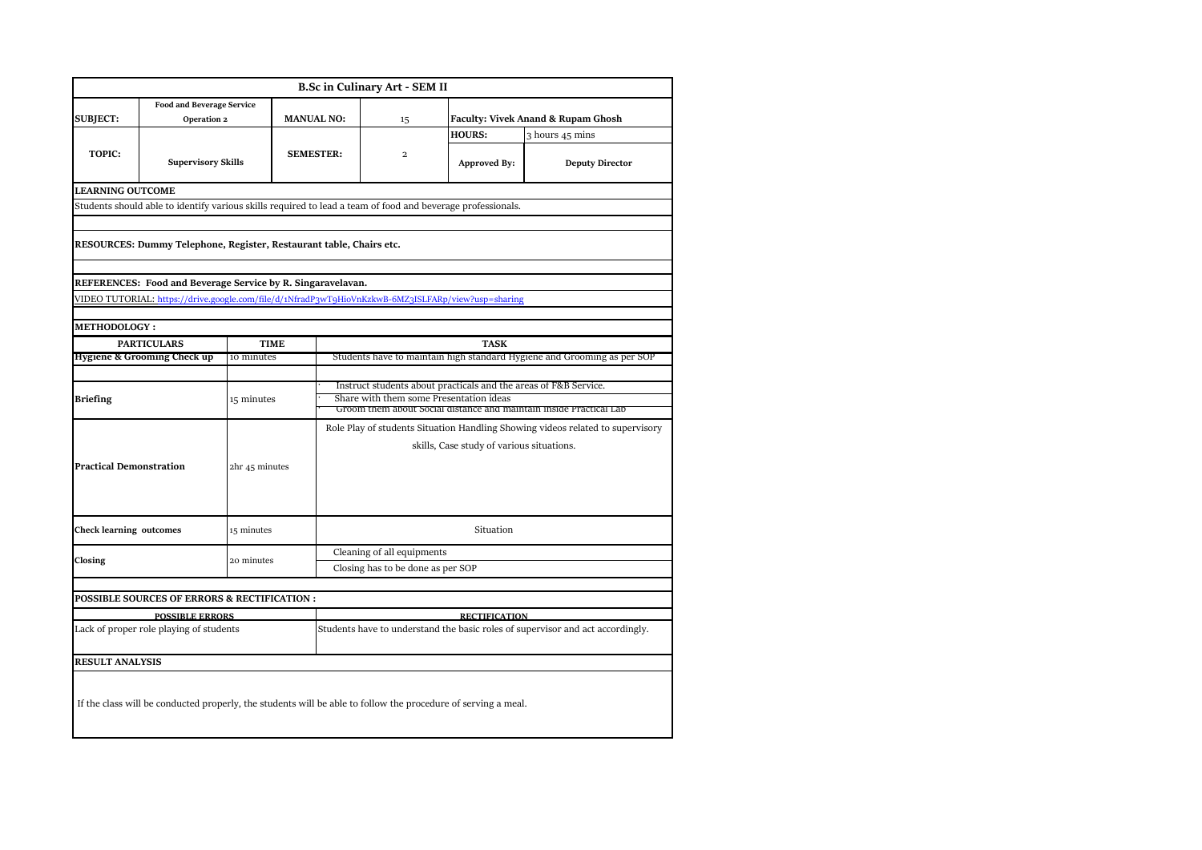## B.Sc in Culinary Art - SEM II

| | | | | | |
|---|---|---|---|---|---|
| **SUBJECT:** | **Food and Beverage Service Operation 2** | **MANUAL NO:** | 15 | **Faculty: Vivek Anand & Rupam Ghosh** | |
| **TOPIC:** | **Supervisory Skills** | **SEMESTER:** | 2 | **HOURS:** | 3 hours 45 mins |
| | | | | **Approved By:** | **Deputy Director** |

**LEARNING OUTCOME**

Students should able to identify various skills required to lead a team of food and beverage professionals.

**RESOURCES: Dummy Telephone, Register, Restaurant table, Chairs etc.**

**REFERENCES: Food and Beverage Service by R. Singaravelavan.**

VIDEO TUTORIAL: https://drive.google.com/file/d/1NfradP3wT9Hi0VnKzkwB-6MZ3ISLFARp/view?usp=sharing

**METHODOLOGY :**

| PARTICULARS | TIME | TASK |
|---|---|---|
| **Hygiene & Grooming Check up** | 10 minutes | Students have to maintain high standard Hygiene and Grooming as per SOP |
| **Briefing** | 15 minutes | • Instruct students about practicals and the areas of F&B Service.<br>• Share with them some Presentation ideas<br>• Groom them about Social distance and maintain inside Practical Lab |
| **Practical Demonstration** | 2hr 45 minutes | Role Play of students Situation Handling Showing videos related to supervisory skills, Case study of various situations. |
| **Check learning outcomes** | 15 minutes | Situation |
| **Closing** | 20 minutes | Cleaning of all equipments<br>Closing has to be done as per SOP |

**POSSIBLE SOURCES OF ERRORS & RECTIFICATION :**

| POSSIBLE ERRORS | RECTIFICATION |
|---|---|
| Lack of proper role playing of students | Students have to understand the basic roles of supervisor and act accordingly. |

**RESULT ANALYSIS**

If the class will be conducted properly, the students will be able to follow the procedure of serving a meal.